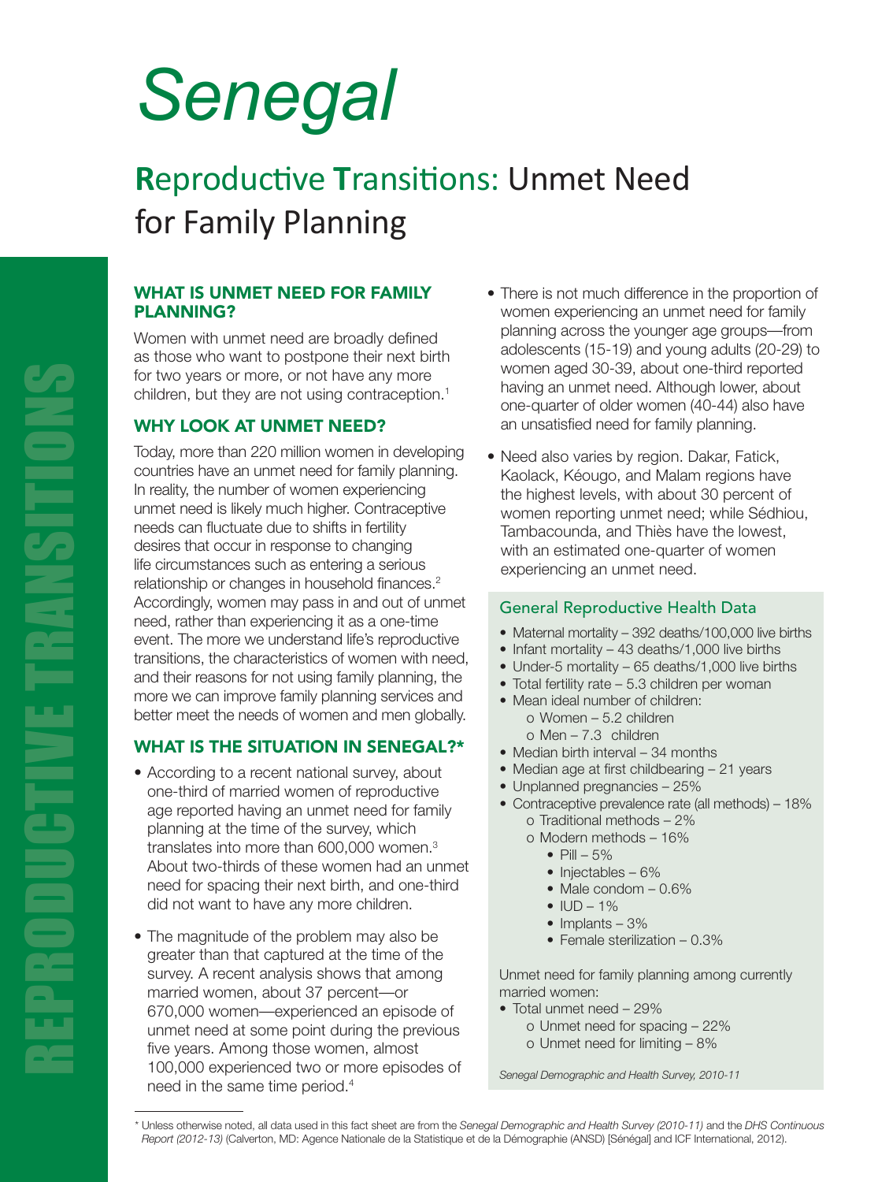# Senegal

## Reproductive Transitions: Unmet Need for Family Planning

### WHAT IS UNMET NEED FOR FAMILY PLANNING?

Women with unmet need are broadly defined as those who want to postpone their next birth for two years or more, or not have any more children, but they are not using contraception.[1]

### WHY LOOK AT UNMET NEED?

Today, more than 220 million women in developing countries have an unmet need for family planning. In reality, the number of women experiencing unmet need is likely much higher. Contraceptive needs can fluctuate due to shifts in fertility desires that occur in response to changing life circumstances such as entering a serious relationship or changes in household finances.[2] Accordingly, women may pass in and out of unmet need, rather than experiencing it as a one-time event. The more we understand life's reproductive transitions, the characteristics of women with need, and their reasons for not using family planning, the more we can improve family planning services and better meet the needs of women and men globally.

### WHAT IS THE SITUATION IN SENEGAL?*

- According to a recent national survey, about one-third of married women of reproductive age reported having an unmet need for family planning at the time of the survey, which translates into more than 600,000 women.[3] About two-thirds of these women had an unmet need for spacing their next birth, and one-third did not want to have any more children.
- The magnitude of the problem may also be greater than that captured at the time of the survey. A recent analysis shows that among married women, about 37 percent—or 670,000 women—experienced an episode of unmet need at some point during the previous five years. Among those women, almost 100,000 experienced two or more episodes of need in the same time period.[4]
- There is not much difference in the proportion of women experiencing an unmet need for family planning across the younger age groups—from adolescents (15-19) and young adults (20-29) to women aged 30-39, about one-third reported having an unmet need. Although lower, about one-quarter of older women (40-44) also have an unsatisfied need for family planning.
- Need also varies by region. Dakar, Fatick, Kaolack, Kéougo, and Malam regions have the highest levels, with about 30 percent of women reporting unmet need; while Sédhiou, Tambacounda, and Thiès have the lowest, with an estimated one-quarter of women experiencing an unmet need.

#### General Reproductive Health Data

- Maternal mortality – 392 deaths/100,000 live births
- Infant mortality – 43 deaths/1,000 live births
- Under-5 mortality – 65 deaths/1,000 live births
- Total fertility rate – 5.3 children per woman
- Mean ideal number of children:
  - Women – 5.2 children
  - Men – 7.3 children
- Median birth interval – 34 months
- Median age at first childbearing – 21 years
- Unplanned pregnancies – 25%
- Contraceptive prevalence rate (all methods) – 18%
  - Traditional methods – 2%
  - Modern methods – 16%
    - Pill – 5%
    - Injectables – 6%
    - Male condom – 0.6%
    - IUD – 1%
    - Implants – 3%
    - Female sterilization – 0.3%

Unmet need for family planning among currently married women:

- Total unmet need – 29%
  - Unmet need for spacing – 22%
  - Unmet need for limiting – 8%

*Senegal Demographic and Health Survey, 2010-11*

\* Unless otherwise noted, all data used in this fact sheet are from the *Senegal Demographic and Health Survey (2010-11)* and the *DHS Continuous Report (2012-13)* (Calverton, MD: Agence Nationale de la Statistique et de la Démographie (ANSD) [Sénégal] and ICF International, 2012).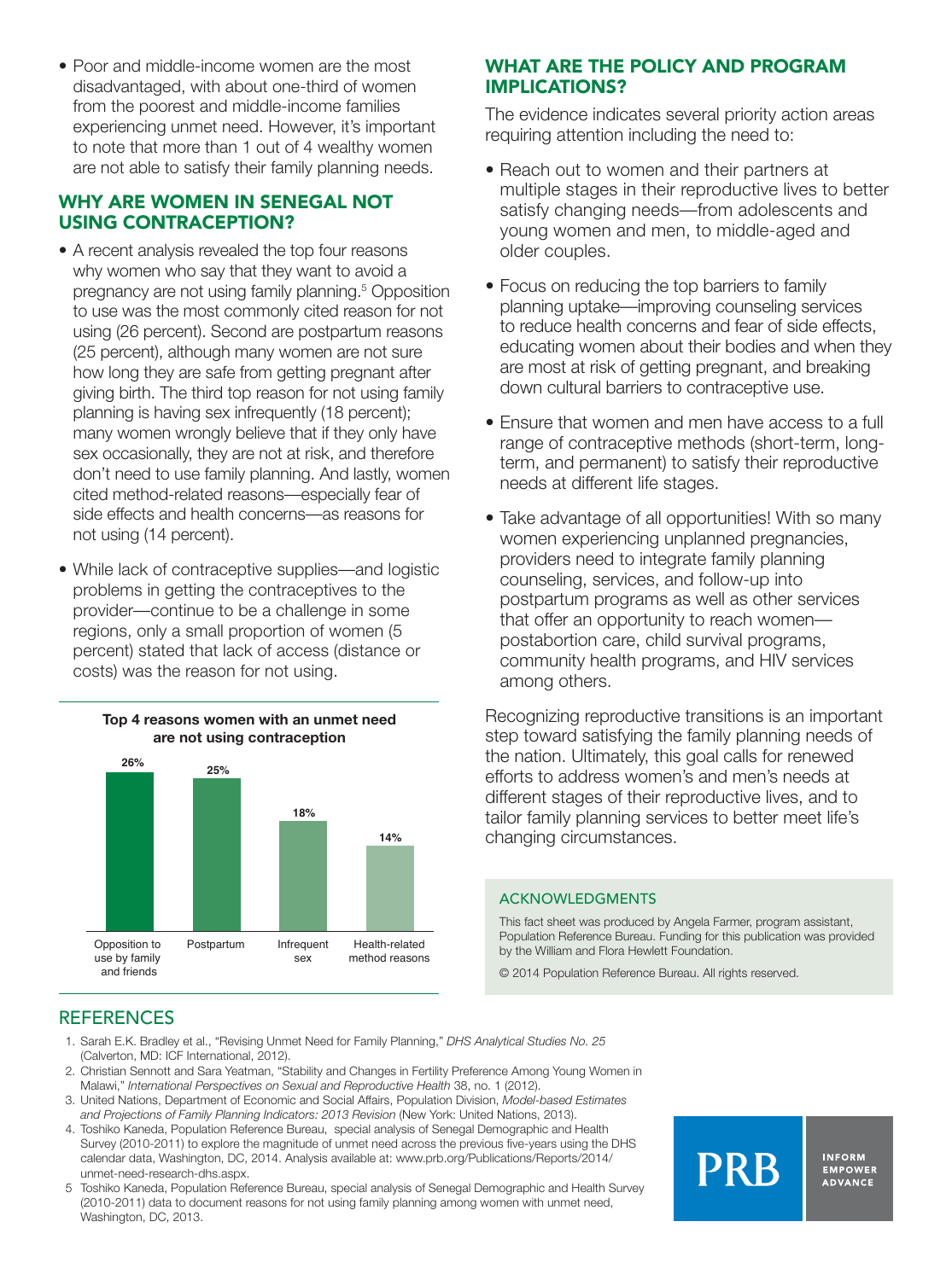- Poor and middle-income women are the most disadvantaged, with about one-third of women from the poorest and middle-income families experiencing unmet need. However, it's important to note that more than 1 out of 4 wealthy women are not able to satisfy their family planning needs.

## WHY ARE WOMEN IN SENEGAL NOT USING CONTRACEPTION?

- A recent analysis revealed the top four reasons why women who say that they want to avoid a pregnancy are not using family planning.[5] Opposition to use was the most commonly cited reason for not using (26 percent). Second are postpartum reasons (25 percent), although many women are not sure how long they are safe from getting pregnant after giving birth. The third top reason for not using family planning is having sex infrequently (18 percent); many women wrongly believe that if they only have sex occasionally, they are not at risk, and therefore don't need to use family planning. And lastly, women cited method-related reasons—especially fear of side effects and health concerns—as reasons for not using (14 percent).
- While lack of contraceptive supplies—and logistic problems in getting the contraceptives to the provider—continue to be a challenge in some regions, only a small proportion of women (5 percent) stated that lack of access (distance or costs) was the reason for not using.

**Top 4 reasons women with an unmet need are not using contraception**

26%
25%
18%
14%

Opposition to use by family and friends
Postpartum
Infrequent sex
Health-related method reasons

## WHAT ARE THE POLICY AND PROGRAM IMPLICATIONS?

The evidence indicates several priority action areas requiring attention including the need to:

- Reach out to women and their partners at multiple stages in their reproductive lives to better satisfy changing needs—from adolescents and young women and men, to middle-aged and older couples.
- Focus on reducing the top barriers to family planning uptake—improving counseling services to reduce health concerns and fear of side effects, educating women about their bodies and when they are most at risk of getting pregnant, and breaking down cultural barriers to contraceptive use.
- Ensure that women and men have access to a full range of contraceptive methods (short-term, long-term, and permanent) to satisfy their reproductive needs at different life stages.
- Take advantage of all opportunities! With so many women experiencing unplanned pregnancies, providers need to integrate family planning counseling, services, and follow-up into postpartum programs as well as other services that offer an opportunity to reach women—postabortion care, child survival programs, community health programs, and HIV services among others.

Recognizing reproductive transitions is an important step toward satisfying the family planning needs of the nation. Ultimately, this goal calls for renewed efforts to address women's and men's needs at different stages of their reproductive lives, and to tailor family planning services to better meet life's changing circumstances.

### ACKNOWLEDGMENTS

This fact sheet was produced by Angela Farmer, program assistant, Population Reference Bureau. Funding for this publication was provided by the William and Flora Hewlett Foundation.

© 2014 Population Reference Bureau. All rights reserved.

## REFERENCES

1. Sarah E.K. Bradley et al., "Revising Unmet Need for Family Planning," *DHS Analytical Studies No. 25* (Calverton, MD: ICF International, 2012).
2. Christian Sennott and Sara Yeatman, "Stability and Changes in Fertility Preference Among Young Women in Malawi," *International Perspectives on Sexual and Reproductive Health* 38, no. 1 (2012).
3. United Nations, Department of Economic and Social Affairs, Population Division, *Model-based Estimates and Projections of Family Planning Indicators: 2013 Revision* (New York: United Nations, 2013).
4. Toshiko Kaneda, Population Reference Bureau, special analysis of Senegal Demographic and Health Survey (2010-2011) to explore the magnitude of unmet need across the previous five-years using the DHS calendar data, Washington, DC, 2014. Analysis available at: www.prb.org/Publications/Reports/2014/unmet-need-research-dhs.aspx.
5. Toshiko Kaneda, Population Reference Bureau, special analysis of Senegal Demographic and Health Survey (2010-2011) data to document reasons for not using family planning among women with unmet need, Washington, DC, 2013.

PRB

INFORM EMPOWER ADVANCE